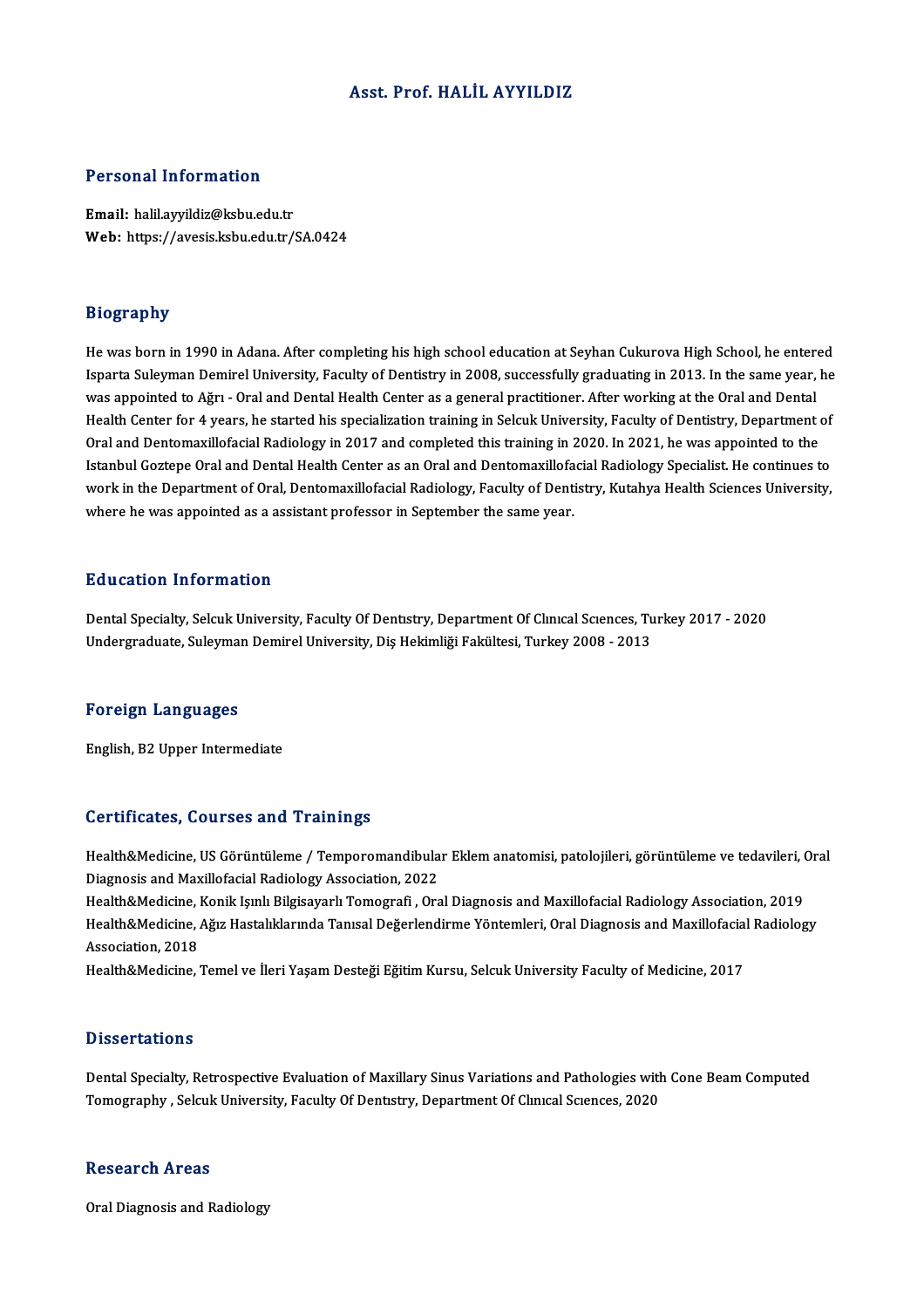# Asst. Prof. HALİL AYYILDIZ

## Personal Information

**Email:** halil.ayyildiz@ksbu.edu.tr
**Web:** https://avesis.ksbu.edu.tr/SA.0424

## Biography

He was born in 1990 in Adana. After completing his high school education at Seyhan Cukurova High School, he entered Isparta Suleyman Demirel University, Faculty of Dentistry in 2008, successfully graduating in 2013. In the same year, he was appointed to Ağrı - Oral and Dental Health Center as a general practitioner. After working at the Oral and Dental Health Center for 4 years, he started his specialization training in Selcuk University, Faculty of Dentistry, Department of Oral and Dentomaxillofacial Radiology in 2017 and completed this training in 2020. In 2021, he was appointed to the Istanbul Goztepe Oral and Dental Health Center as an Oral and Dentomaxillofacial Radiology Specialist. He continues to work in the Department of Oral, Dentomaxillofacial Radiology, Faculty of Dentistry, Kutahya Health Sciences University, where he was appointed as a assistant professor in September the same year.

## Education Information

Dental Specialty, Selcuk University, Faculty Of Dentıstry, Department Of Clınıcal Scıences, Turkey 2017 - 2020
Undergraduate, Suleyman Demirel University, Diş Hekimliği Fakültesi, Turkey 2008 - 2013

## Foreign Languages

English, B2 Upper Intermediate

## Certificates, Courses and Trainings

Health&Medicine, US Görüntüleme / Temporomandibular Eklem anatomisi, patolojileri, görüntüleme ve tedavileri, Oral Diagnosis and Maxillofacial Radiology Association, 2022
Health&Medicine, Konik Işınlı Bilgisayarlı Tomografi , Oral Diagnosis and Maxillofacial Radiology Association, 2019
Health&Medicine, Ağız Hastalıklarında Tanısal Değerlendirme Yöntemleri, Oral Diagnosis and Maxillofacial Radiology Association, 2018
Health&Medicine, Temel ve İleri Yaşam Desteği Eğitim Kursu, Selcuk University Faculty of Medicine, 2017

## Dissertations

Dental Specialty, Retrospective Evaluation of Maxillary Sinus Variations and Pathologies with Cone Beam Computed Tomography , Selcuk University, Faculty Of Dentıstry, Department Of Clınıcal Scıences, 2020

## Research Areas

Oral Diagnosis and Radiology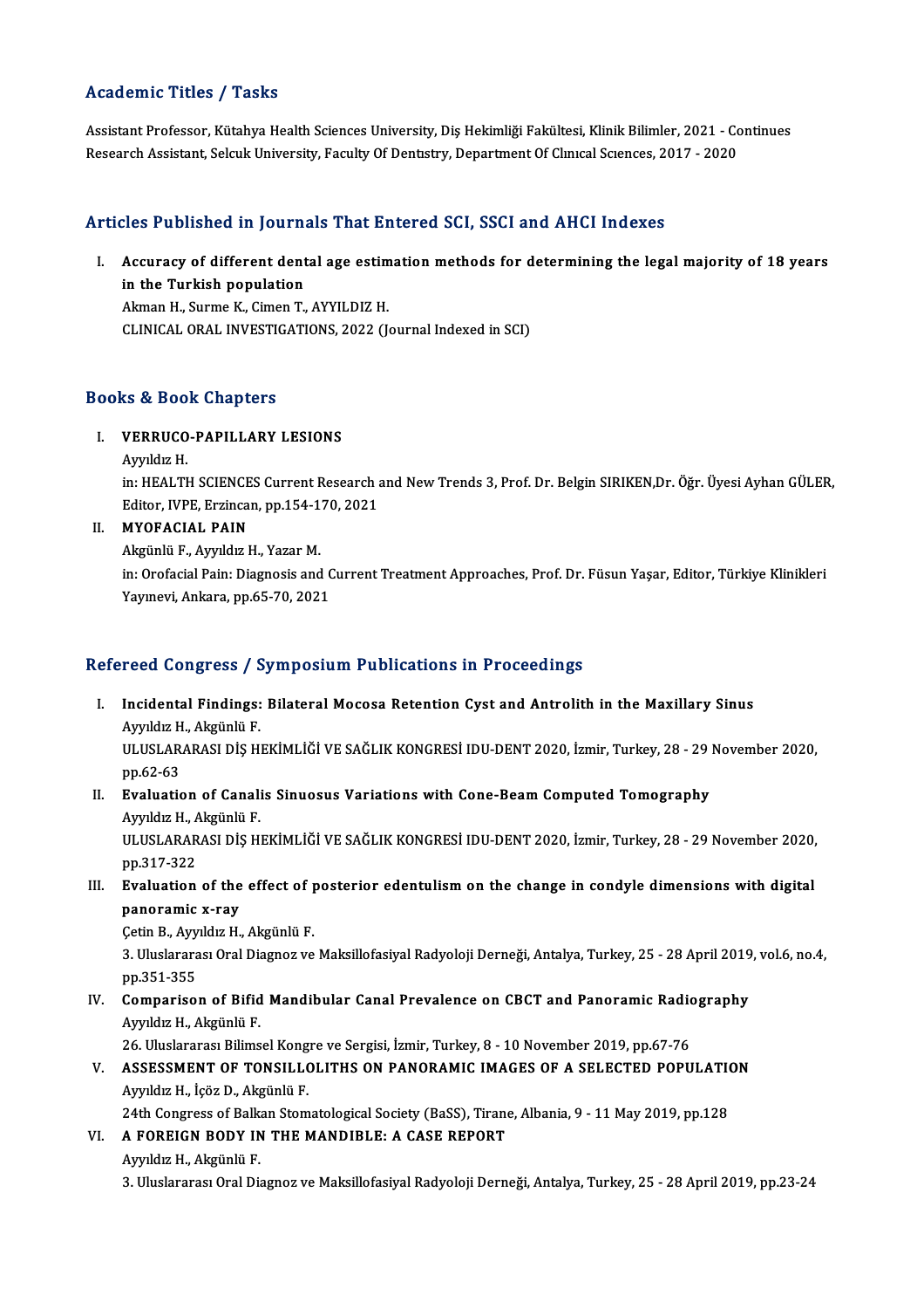## Academic Titles / Tasks

Assistant Professor, Kütahya Health Sciences University, Diş Hekimliği Fakültesi, Klinik Bilimler, 2021 - Continues
Research Assistant, Selcuk University, Faculty Of Dentıstry, Department Of Clınıcal Scıences, 2017 - 2020

## Articles Published in Journals That Entered SCI, SSCI and AHCI Indexes

I. **Accuracy of different dental age estimation methods for determining the legal majority of 18 years in the Turkish population**
Akman H., Surme K., Cimen T., AYYILDIZ H.
CLINICAL ORAL INVESTIGATIONS, 2022 (Journal Indexed in SCI)

## Books & Book Chapters

I. **VERRUCO-PAPILLARY LESIONS**
Ayyıldız H.
in: HEALTH SCIENCES Current Research and New Trends 3, Prof. Dr. Belgin SIRIKEN,Dr. Öğr. Üyesi Ayhan GÜLER, Editor, IVPE, Erzincan, pp.154-170, 2021

II. **MYOFACIAL PAIN**
Akgünlü F., Ayyıldız H., Yazar M.
in: Orofacial Pain: Diagnosis and Current Treatment Approaches, Prof. Dr. Füsun Yaşar, Editor, Türkiye Klinikleri Yayınevi, Ankara, pp.65-70, 2021

## Refereed Congress / Symposium Publications in Proceedings

I. **Incidental Findings: Bilateral Mocosa Retention Cyst and Antrolith in the Maxillary Sinus**
Ayyıldız H., Akgünlü F.
ULUSLARARASI DİŞ HEKİMLİĞİ VE SAĞLIK KONGRESİ IDU-DENT 2020, İzmir, Turkey, 28 - 29 November 2020, pp.62-63

II. **Evaluation of Canalis Sinuosus Variations with Cone-Beam Computed Tomography**
Ayyıldız H., Akgünlü F.
ULUSLARARASI DİŞ HEKİMLİĞİ VE SAĞLIK KONGRESİ IDU-DENT 2020, İzmir, Turkey, 28 - 29 November 2020, pp.317-322

III. **Evaluation of the effect of posterior edentulism on the change in condyle dimensions with digital panoramic x-ray**
Çetin B., Ayyıldız H., Akgünlü F.
3. Uluslararası Oral Diagnoz ve Maksillofasiyal Radyoloji Derneği, Antalya, Turkey, 25 - 28 April 2019, vol.6, no.4, pp.351-355

IV. **Comparison of Bifid Mandibular Canal Prevalence on CBCT and Panoramic Radiography**
Ayyıldız H., Akgünlü F.
26. Uluslararası Bilimsel Kongre ve Sergisi, İzmir, Turkey, 8 - 10 November 2019, pp.67-76

V. **ASSESSMENT OF TONSILLOLITHS ON PANORAMIC IMAGES OF A SELECTED POPULATION**
Ayyıldız H., İçöz D., Akgünlü F.
24th Congress of Balkan Stomatological Society (BaSS), Tirane, Albania, 9 - 11 May 2019, pp.128

VI. **A FOREIGN BODY IN THE MANDIBLE: A CASE REPORT**
Ayyıldız H., Akgünlü F.
3. Uluslararası Oral Diagnoz ve Maksillofasiyal Radyoloji Derneği, Antalya, Turkey, 25 - 28 April 2019, pp.23-24